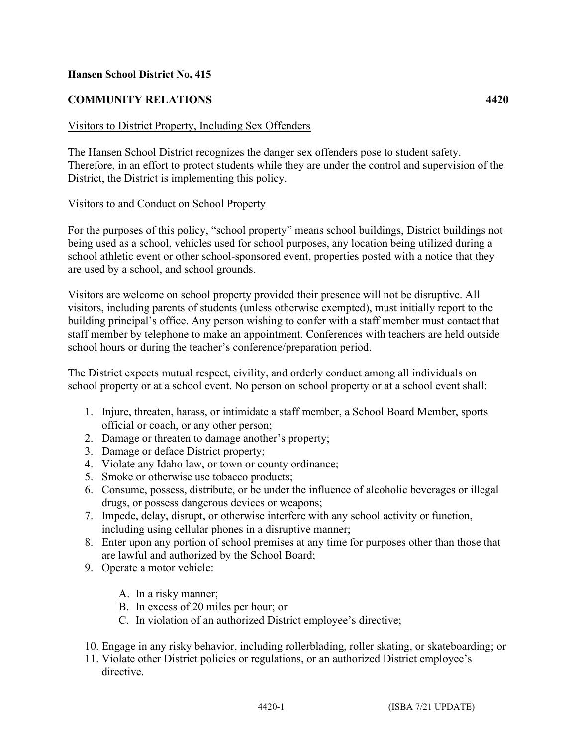**Hansen School District No. 415**

**COMMUNITY RELATIONS 4420**

Visitors to District Property, Including Sex Offenders

The Hansen School District recognizes the danger sex offenders pose to student safety. Therefore, in an effort to protect students while they are under the control and supervision of the District, the District is implementing this policy.

Visitors to and Conduct on School Property

For the purposes of this policy, "school property" means school buildings, District buildings not being used as a school, vehicles used for school purposes, any location being utilized during a school athletic event or other school-sponsored event, properties posted with a notice that they are used by a school, and school grounds.

Visitors are welcome on school property provided their presence will not be disruptive. All visitors, including parents of students (unless otherwise exempted), must initially report to the building principal's office. Any person wishing to confer with a staff member must contact that staff member by telephone to make an appointment. Conferences with teachers are held outside school hours or during the teacher's conference/preparation period.

The District expects mutual respect, civility, and orderly conduct among all individuals on school property or at a school event. No person on school property or at a school event shall:

1. Injure, threaten, harass, or intimidate a staff member, a School Board Member, sports official or coach, or any other person;
2. Damage or threaten to damage another's property;
3. Damage or deface District property;
4. Violate any Idaho law, or town or county ordinance;
5. Smoke or otherwise use tobacco products;
6. Consume, possess, distribute, or be under the influence of alcoholic beverages or illegal drugs, or possess dangerous devices or weapons;
7. Impede, delay, disrupt, or otherwise interfere with any school activity or function, including using cellular phones in a disruptive manner;
8. Enter upon any portion of school premises at any time for purposes other than those that are lawful and authorized by the School Board;
9. Operate a motor vehicle:

   A. In a risky manner;
   B. In excess of 20 miles per hour; or
   C. In violation of an authorized District employee's directive;

10. Engage in any risky behavior, including rollerblading, roller skating, or skateboarding; or
11. Violate other District policies or regulations, or an authorized District employee's directive.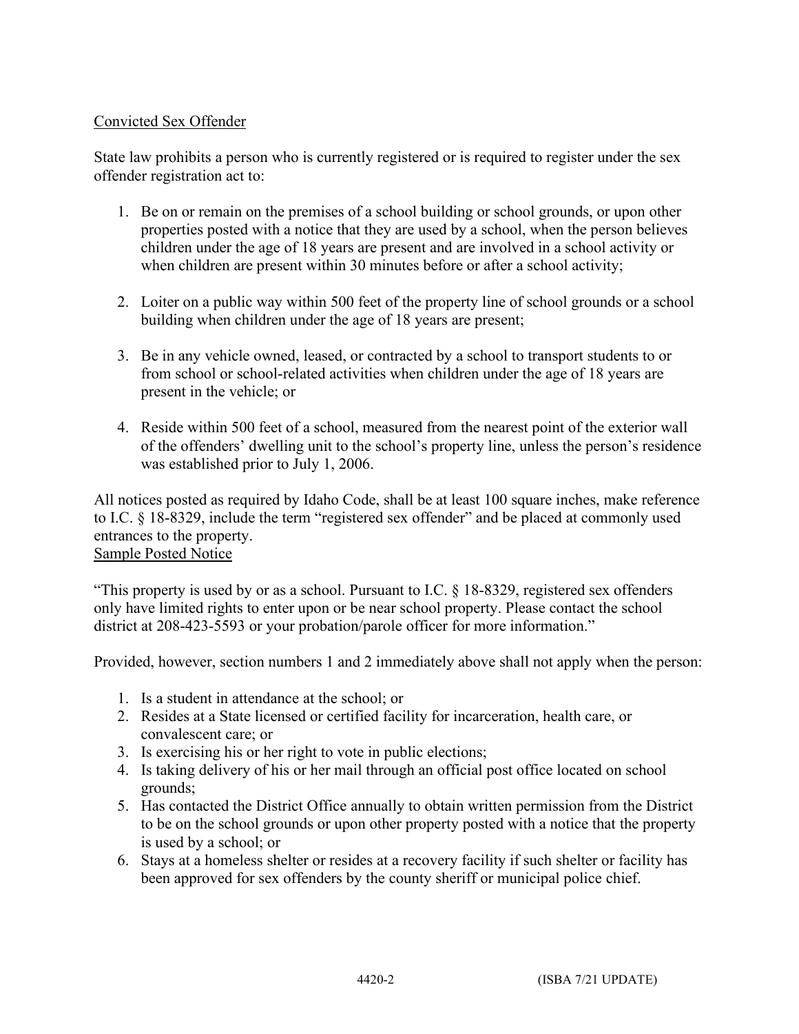Convicted Sex Offender

State law prohibits a person who is currently registered or is required to register under the sex offender registration act to:

1. Be on or remain on the premises of a school building or school grounds, or upon other properties posted with a notice that they are used by a school, when the person believes children under the age of 18 years are present and are involved in a school activity or when children are present within 30 minutes before or after a school activity;

2. Loiter on a public way within 500 feet of the property line of school grounds or a school building when children under the age of 18 years are present;

3. Be in any vehicle owned, leased, or contracted by a school to transport students to or from school or school-related activities when children under the age of 18 years are present in the vehicle; or

4. Reside within 500 feet of a school, measured from the nearest point of the exterior wall of the offenders' dwelling unit to the school's property line, unless the person's residence was established prior to July 1, 2006.

All notices posted as required by Idaho Code, shall be at least 100 square inches, make reference to I.C. § 18-8329, include the term "registered sex offender" and be placed at commonly used entrances to the property.

Sample Posted Notice

"This property is used by or as a school. Pursuant to I.C. § 18-8329, registered sex offenders only have limited rights to enter upon or be near school property. Please contact the school district at 208-423-5593 or your probation/parole officer for more information."

Provided, however, section numbers 1 and 2 immediately above shall not apply when the person:

1. Is a student in attendance at the school; or
2. Resides at a State licensed or certified facility for incarceration, health care, or convalescent care; or
3. Is exercising his or her right to vote in public elections;
4. Is taking delivery of his or her mail through an official post office located on school grounds;
5. Has contacted the District Office annually to obtain written permission from the District to be on the school grounds or upon other property posted with a notice that the property is used by a school; or
6. Stays at a homeless shelter or resides at a recovery facility if such shelter or facility has been approved for sex offenders by the county sheriff or municipal police chief.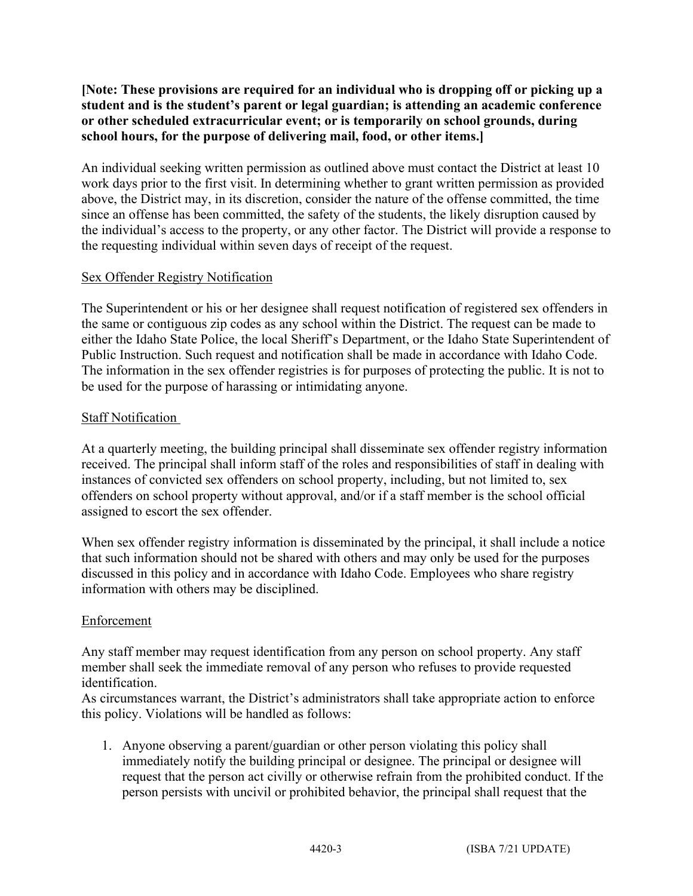**[Note: These provisions are required for an individual who is dropping off or picking up a student and is the student's parent or legal guardian; is attending an academic conference or other scheduled extracurricular event; or is temporarily on school grounds, during school hours, for the purpose of delivering mail, food, or other items.]**

An individual seeking written permission as outlined above must contact the District at least 10 work days prior to the first visit. In determining whether to grant written permission as provided above, the District may, in its discretion, consider the nature of the offense committed, the time since an offense has been committed, the safety of the students, the likely disruption caused by the individual's access to the property, or any other factor. The District will provide a response to the requesting individual within seven days of receipt of the request.

<u>Sex Offender Registry Notification</u>

The Superintendent or his or her designee shall request notification of registered sex offenders in the same or contiguous zip codes as any school within the District. The request can be made to either the Idaho State Police, the local Sheriff's Department, or the Idaho State Superintendent of Public Instruction. Such request and notification shall be made in accordance with Idaho Code. The information in the sex offender registries is for purposes of protecting the public. It is not to be used for the purpose of harassing or intimidating anyone.

<u>Staff Notification</u>

At a quarterly meeting, the building principal shall disseminate sex offender registry information received. The principal shall inform staff of the roles and responsibilities of staff in dealing with instances of convicted sex offenders on school property, including, but not limited to, sex offenders on school property without approval, and/or if a staff member is the school official assigned to escort the sex offender.

When sex offender registry information is disseminated by the principal, it shall include a notice that such information should not be shared with others and may only be used for the purposes discussed in this policy and in accordance with Idaho Code. Employees who share registry information with others may be disciplined.

<u>Enforcement</u>

Any staff member may request identification from any person on school property. Any staff member shall seek the immediate removal of any person who refuses to provide requested identification.
As circumstances warrant, the District's administrators shall take appropriate action to enforce this policy. Violations will be handled as follows:

1. Anyone observing a parent/guardian or other person violating this policy shall immediately notify the building principal or designee. The principal or designee will request that the person act civilly or otherwise refrain from the prohibited conduct. If the person persists with uncivil or prohibited behavior, the principal shall request that the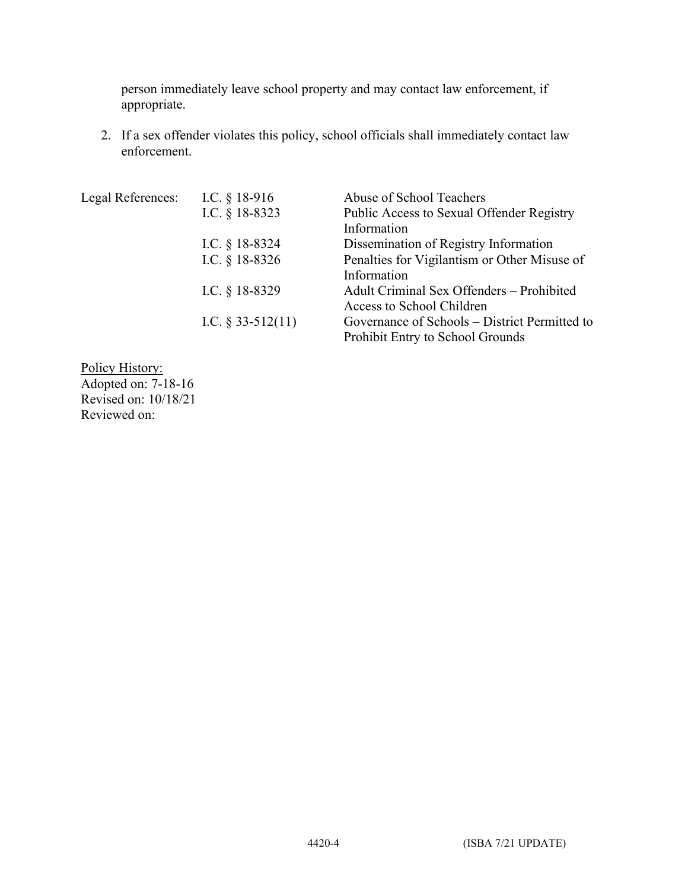person immediately leave school property and may contact law enforcement, if appropriate.

2. If a sex offender violates this policy, school officials shall immediately contact law enforcement.

| | | |
|---|---|---|
| Legal References: | I.C. § 18-916 | Abuse of School Teachers |
| | I.C. § 18-8323 | Public Access to Sexual Offender Registry Information |
| | I.C. § 18-8324 | Dissemination of Registry Information |
| | I.C. § 18-8326 | Penalties for Vigilantism or Other Misuse of Information |
| | I.C. § 18-8329 | Adult Criminal Sex Offenders – Prohibited Access to School Children |
| | I.C. § 33-512(11) | Governance of Schools – District Permitted to Prohibit Entry to School Grounds |

Policy History:
Adopted on: 7-18-16
Revised on: 10/18/21
Reviewed on: